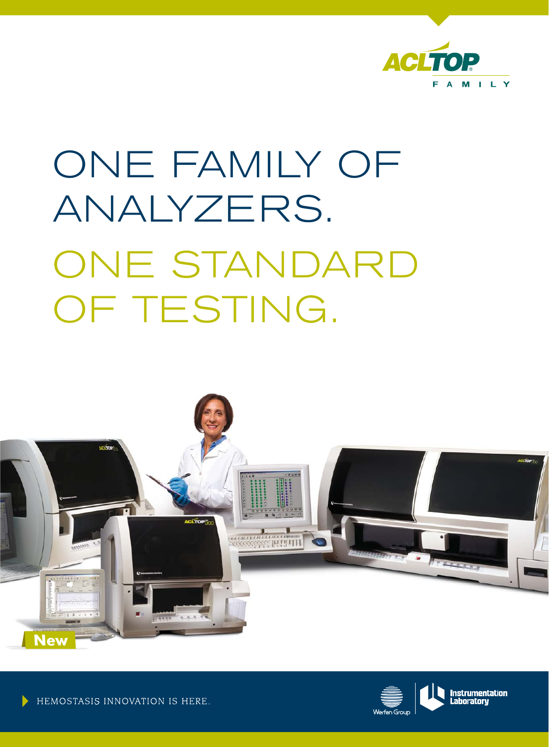ACL TOP® FAMILY

# ONE FAMILY OF ANALYZERS.

# ONE STANDARD OF TESTING.

New

HEMOSTASIS INNOVATION IS HERE.

Werfen Group

Instrumentation Laboratory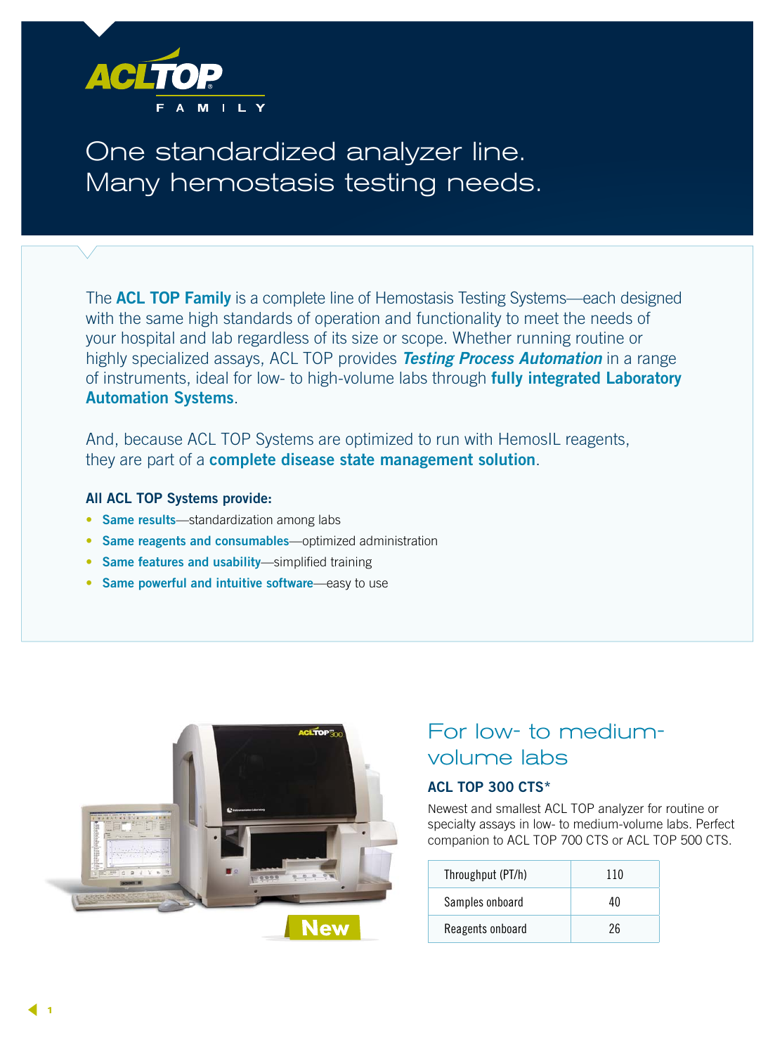# ACL TOP FAMILY

## One standardized analyzer line. Many hemostasis testing needs.

The **ACL TOP Family** is a complete line of Hemostasis Testing Systems—each designed with the same high standards of operation and functionality to meet the needs of your hospital and lab regardless of its size or scope. Whether running routine or highly specialized assays, ACL TOP provides ***Testing Process Automation*** in a range of instruments, ideal for low- to high-volume labs through **fully integrated Laboratory Automation Systems**.

And, because ACL TOP Systems are optimized to run with HemosIL reagents, they are part of a **complete disease state management solution**.

**All ACL TOP Systems provide:**

- **Same results**—standardization among labs
- **Same reagents and consumables**—optimized administration
- **Same features and usability**—simplified training
- **Same powerful and intuitive software**—easy to use

New

## For low- to medium-volume labs

### ACL TOP 300 CTS*

Newest and smallest ACL TOP analyzer for routine or specialty assays in low- to medium-volume labs. Perfect companion to ACL TOP 700 CTS or ACL TOP 500 CTS.

| | |
|---|---|
| Throughput (PT/h) | 110 |
| Samples onboard | 40 |
| Reagents onboard | 26 |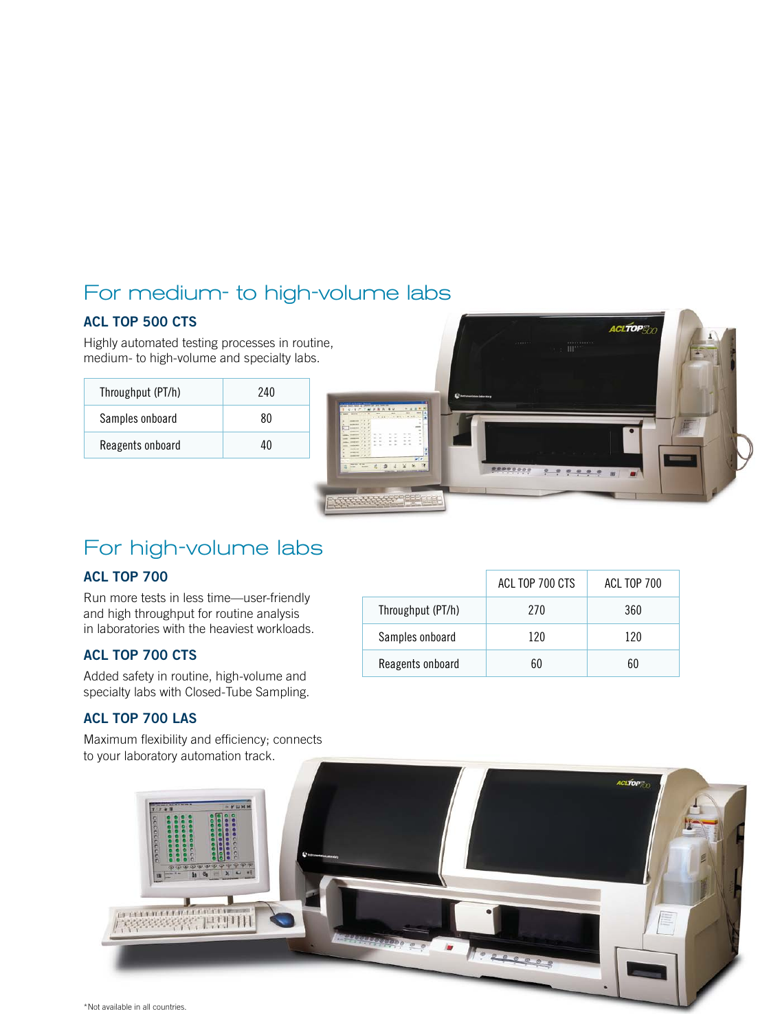## For medium- to high-volume labs

### ACL TOP 500 CTS

Highly automated testing processes in routine, medium- to high-volume and specialty labs.

| Throughput (PT/h) | 240 |
|---|---|
| Samples onboard | 80 |
| Reagents onboard | 40 |

## For high-volume labs

### ACL TOP 700

Run more tests in less time—user-friendly and high throughput for routine analysis in laboratories with the heaviest workloads.

### ACL TOP 700 CTS

Added safety in routine, high-volume and specialty labs with Closed-Tube Sampling.

### ACL TOP 700 LAS

Maximum flexibility and efficiency; connects to your laboratory automation track.

| | ACL TOP 700 CTS | ACL TOP 700 |
|---|---|---|
| Throughput (PT/h) | 270 | 360 |
| Samples onboard | 120 | 120 |
| Reagents onboard | 60 | 60 |

*Not available in all countries.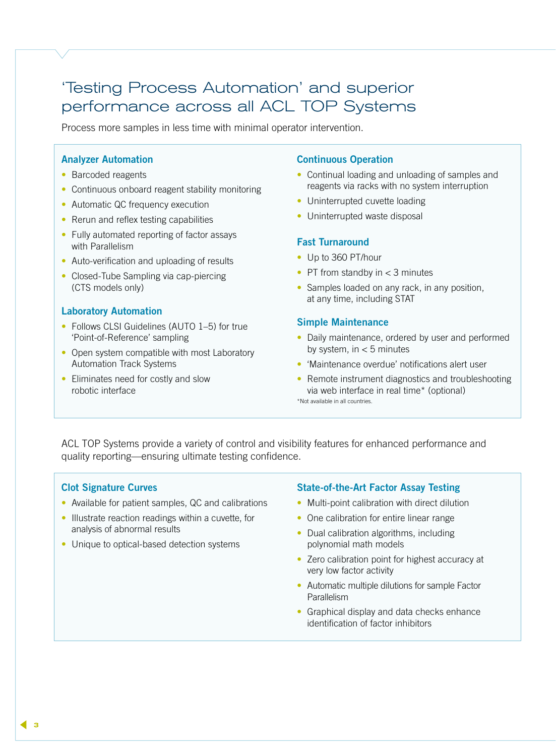# 'Testing Process Automation' and superior performance across all ACL TOP Systems

Process more samples in less time with minimal operator intervention.

### Analyzer Automation

- Barcoded reagents
- Continuous onboard reagent stability monitoring
- Automatic QC frequency execution
- Rerun and reflex testing capabilities
- Fully automated reporting of factor assays with Parallelism
- Auto-verification and uploading of results
- Closed-Tube Sampling via cap-piercing (CTS models only)

### Laboratory Automation

- Follows CLSI Guidelines (AUTO 1–5) for true 'Point-of-Reference' sampling
- Open system compatible with most Laboratory Automation Track Systems
- Eliminates need for costly and slow robotic interface

### Continuous Operation

- Continual loading and unloading of samples and reagents via racks with no system interruption
- Uninterrupted cuvette loading
- Uninterrupted waste disposal

### Fast Turnaround

- Up to 360 PT/hour
- PT from standby in < 3 minutes
- Samples loaded on any rack, in any position, at any time, including STAT

### Simple Maintenance

- Daily maintenance, ordered by user and performed by system, in < 5 minutes
- 'Maintenance overdue' notifications alert user
- Remote instrument diagnostics and troubleshooting via web interface in real time* (optional)

*Not available in all countries.

ACL TOP Systems provide a variety of control and visibility features for enhanced performance and quality reporting—ensuring ultimate testing confidence.

### Clot Signature Curves

- Available for patient samples, QC and calibrations
- Illustrate reaction readings within a cuvette, for analysis of abnormal results
- Unique to optical-based detection systems

### State-of-the-Art Factor Assay Testing

- Multi-point calibration with direct dilution
- One calibration for entire linear range
- Dual calibration algorithms, including polynomial math models
- Zero calibration point for highest accuracy at very low factor activity
- Automatic multiple dilutions for sample Factor Parallelism
- Graphical display and data checks enhance identification of factor inhibitors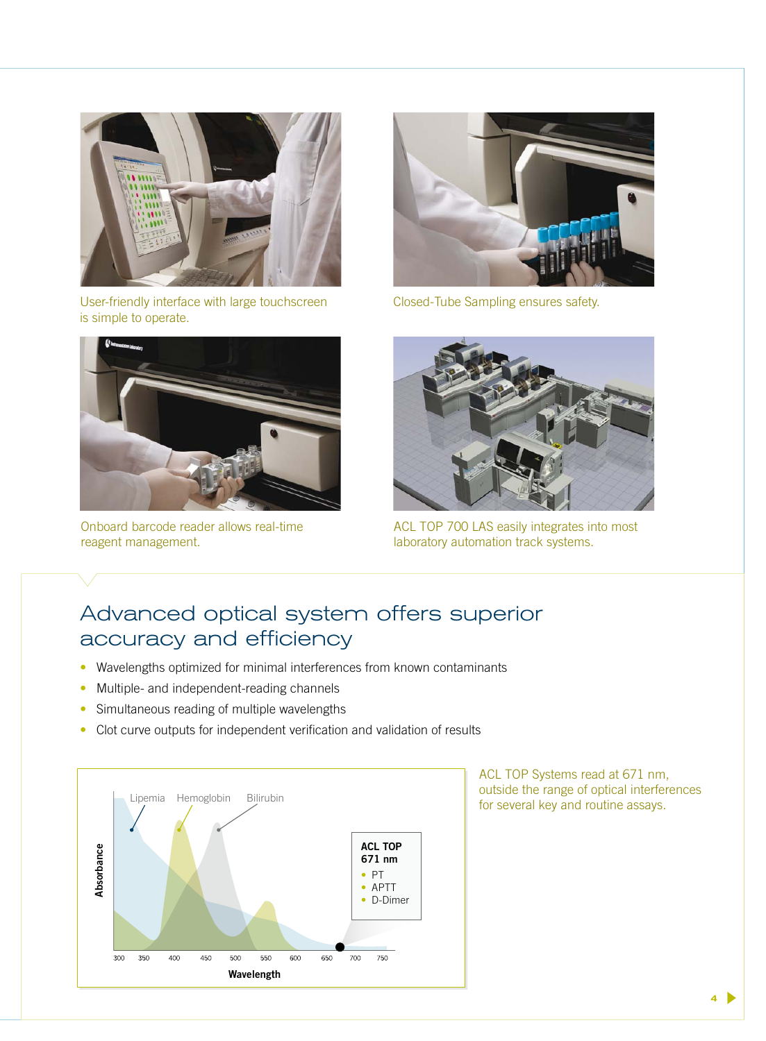User-friendly interface with large touchscreen is simple to operate.

Closed-Tube Sampling ensures safety.

Onboard barcode reader allows real-time reagent management.

ACL TOP 700 LAS easily integrates into most laboratory automation track systems.

## Advanced optical system offers superior accuracy and efficiency

- Wavelengths optimized for minimal interferences from known contaminants
- Multiple- and independent-reading channels
- Simultaneous reading of multiple wavelengths
- Clot curve outputs for independent verification and validation of results

Lipemia Hemoglobin Bilirubin

Absorbance

Wavelength

300 350 400 450 500 550 600 650 700 750

**ACL TOP 671 nm**
- PT
- APTT
- D-Dimer

ACL TOP Systems read at 671 nm, outside the range of optical interferences for several key and routine assays.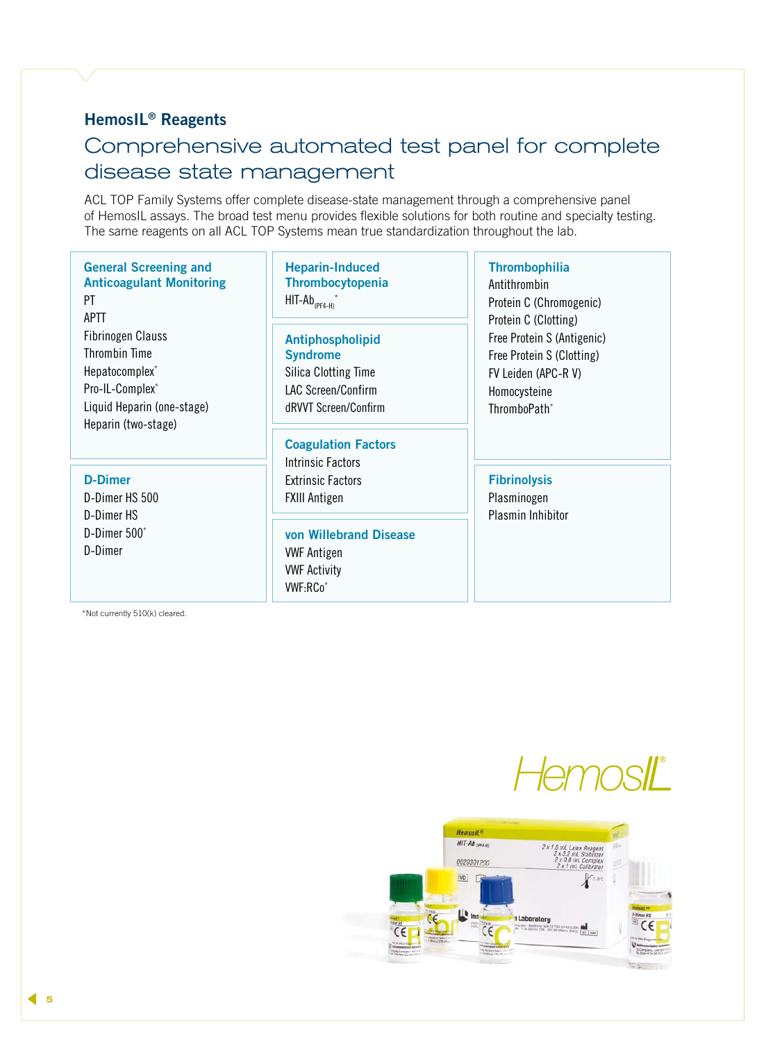## HemosIL® Reagents

# Comprehensive automated test panel for complete disease state management

ACL TOP Family Systems offer complete disease-state management through a comprehensive panel of HemosIL assays. The broad test menu provides flexible solutions for both routine and specialty testing. The same reagents on all ACL TOP Systems mean true standardization throughout the lab.

### General Screening and Anticoagulant Monitoring

- PT
- APTT
- Fibrinogen Clauss
- Thrombin Time
- Hepatocomplex*
- Pro-IL-Complex*
- Liquid Heparin (one-stage)
- Heparin (two-stage)

### Heparin-Induced Thrombocytopenia

- HIT-Ab$_{(PF4-H)}$*

### Antiphospholipid Syndrome

- Silica Clotting Time
- LAC Screen/Confirm
- dRVVT Screen/Confirm

### Coagulation Factors

- Intrinsic Factors
- Extrinsic Factors
- FXIII Antigen

### Thrombophilia

- Antithrombin
- Protein C (Chromogenic)
- Protein C (Clotting)
- Free Protein S (Antigenic)
- Free Protein S (Clotting)
- FV Leiden (APC-R V)
- Homocysteine
- ThromboPath*

### D-Dimer

- D-Dimer HS 500
- D-Dimer HS
- D-Dimer 500*
- D-Dimer

### von Willebrand Disease

- VWF Antigen
- VWF Activity
- VWF:RCo*

### Fibrinolysis

- Plasminogen
- Plasmin Inhibitor

*Not currently 510(k) cleared.

HemosIL®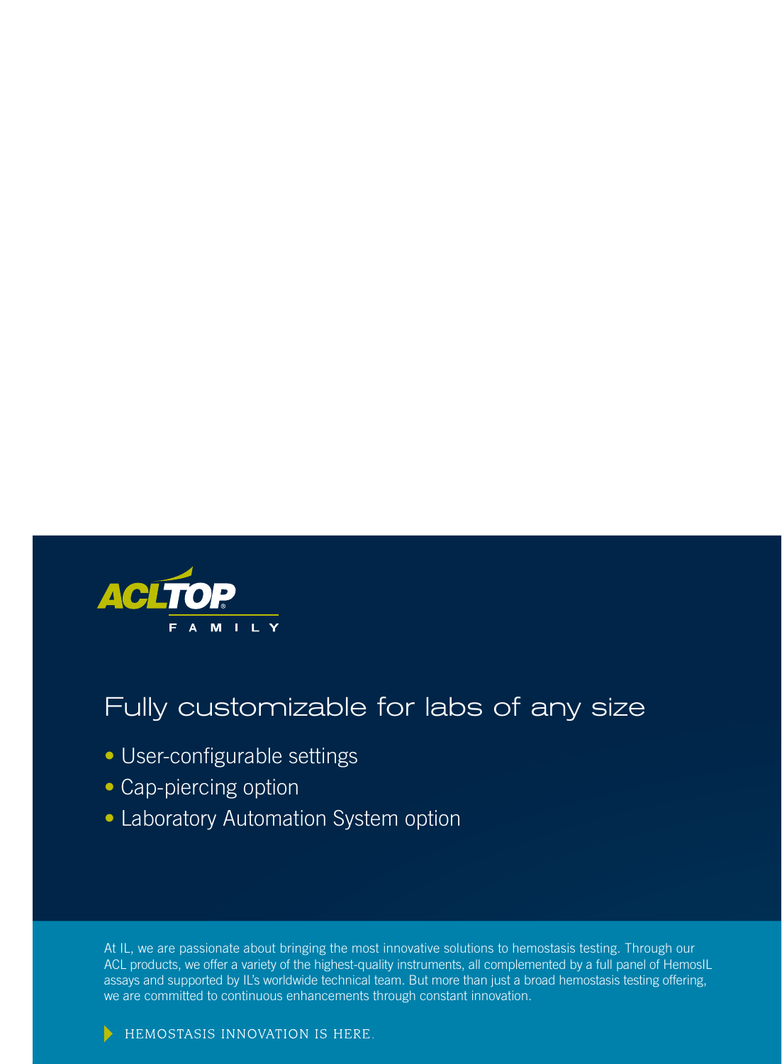ACLTOP® FAMILY

## Fully customizable for labs of any size

- User-configurable settings
- Cap-piercing option
- Laboratory Automation System option

At IL, we are passionate about bringing the most innovative solutions to hemostasis testing. Through our ACL products, we offer a variety of the highest-quality instruments, all complemented by a full panel of HemosIL assays and supported by IL's worldwide technical team. But more than just a broad hemostasis testing offering, we are committed to continuous enhancements through constant innovation.

HEMOSTASIS INNOVATION IS HERE.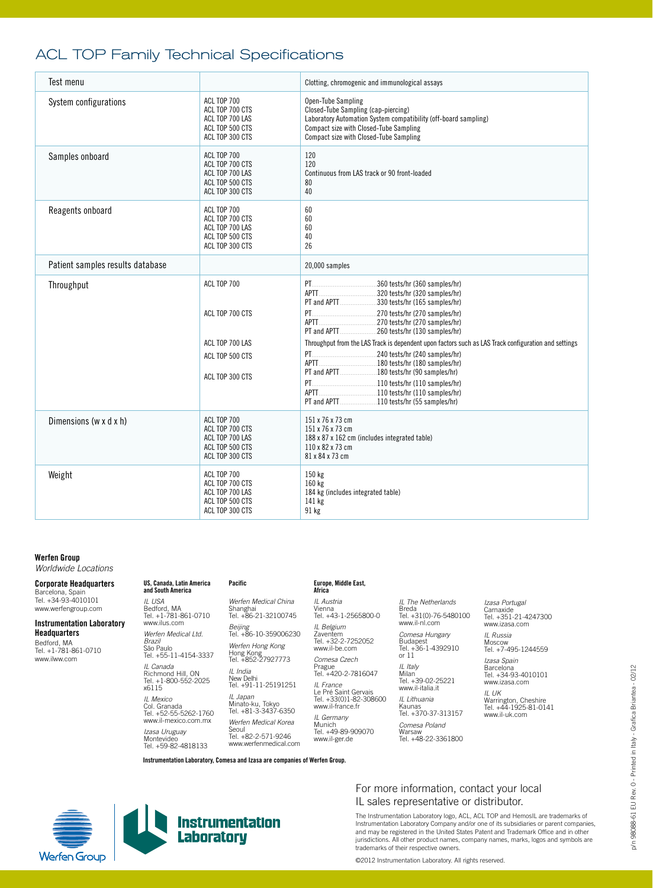# ACL TOP Family Technical Specifications

| | | |
|---|---|---|
| Test menu | | Clotting, chromogenic and immunological assays |
| System configurations | ACL TOP 700<br>ACL TOP 700 CTS<br>ACL TOP 700 LAS<br>ACL TOP 500 CTS<br>ACL TOP 300 CTS | Open-Tube Sampling<br>Closed-Tube Sampling (cap-piercing)<br>Laboratory Automation System compatibility (off-board sampling)<br>Compact size with Closed-Tube Sampling<br>Compact size with Closed-Tube Sampling |
| Samples onboard | ACL TOP 700<br>ACL TOP 700 CTS<br>ACL TOP 700 LAS<br>ACL TOP 500 CTS<br>ACL TOP 300 CTS | 120<br>120<br>Continuous from LAS track or 90 front-loaded<br>80<br>40 |
| Reagents onboard | ACL TOP 700<br>ACL TOP 700 CTS<br>ACL TOP 700 LAS<br>ACL TOP 500 CTS<br>ACL TOP 300 CTS | 60<br>60<br>60<br>40<br>26 |
| Patient samples results database | | 20,000 samples |
| Throughput | ACL TOP 700 | PT....360 tests/hr (360 samples/hr)<br>APTT....320 tests/hr (320 samples/hr)<br>PT and APTT....330 tests/hr (165 samples/hr) |
| | ACL TOP 700 CTS | PT....270 tests/hr (270 samples/hr)<br>APTT....270 tests/hr (270 samples/hr)<br>PT and APTT....260 tests/hr (130 samples/hr) |
| | ACL TOP 700 LAS | Throughput from the LAS Track is dependent upon factors such as LAS Track configuration and settings |
| | ACL TOP 500 CTS | PT....240 tests/hr (240 samples/hr)<br>APTT....180 tests/hr (180 samples/hr)<br>PT and APTT....180 tests/hr (90 samples/hr) |
| | ACL TOP 300 CTS | PT....110 tests/hr (110 samples/hr)<br>APTT....110 tests/hr (110 samples/hr)<br>PT and APTT....110 tests/hr (55 samples/hr) |
| Dimensions (w x d x h) | ACL TOP 700<br>ACL TOP 700 CTS<br>ACL TOP 700 LAS<br>ACL TOP 500 CTS<br>ACL TOP 300 CTS | 151 x 76 x 73 cm<br>151 x 76 x 73 cm<br>188 x 87 x 162 cm (includes integrated table)<br>110 x 82 x 73 cm<br>81 x 84 x 73 cm |
| Weight | ACL TOP 700<br>ACL TOP 700 CTS<br>ACL TOP 700 LAS<br>ACL TOP 500 CTS<br>ACL TOP 300 CTS | 150 kg<br>160 kg<br>184 kg (includes integrated table)<br>141 kg<br>91 kg |

**Werfen Group**
*Worldwide Locations*

**Corporate Headquarters**
Barcelona, Spain
Tel. +34-93-4010101
www.werfengroup.com

**Instrumentation Laboratory Headquarters**
Bedford, MA
Tel. +1-781-861-0710
www.ilww.com

**US, Canada, Latin America and South America**

*IL USA*
Bedford, MA
Tel. +1-781-861-0710
www.ilus.com

*Werfen Medical Ltd. Brazil*
São Paulo
Tel. +55-11-4154-3337

*IL Canada*
Richmond Hill, ON
Tel. +1-800-552-2025 x6115

*IL Mexico*
Col. Granada
Tel. +52-55-5262-1760
www.il-mexico.com.mx

*Izasa Uruguay*
Montevideo
Tel. +59-82-4818133

**Pacific**

*Werfen Medical China*
Shanghai
Tel. +86-21-32100745

*Beijing*
Tel. +86-10-359006230

*Werfen Hong Kong*
Hong Kong
Tel. +852-27927773

*IL India*
New Delhi
Tel. +91-11-25191251

*IL Japan*
Minato-ku, Tokyo
Tel. +81-3-3437-6350

*Werfen Medical Korea*
Seoul
Tel. +82-2-571-9246
www.werfenmedical.com

**Europe, Middle East, Africa**

*IL Austria*
Vienna
Tel. +43-1-2565800-0

*IL Belgium*
Zaventem
Tel. +32-2-7252052
www.il-be.com

*Comesa Czech*
Prague
Tel. +420-2-7816047

*IL France*
Le Pré Saint Gervais
Tel. +33(0)1-82-308600
www.il-france.fr

*IL Germany*
Munich
Tel. +49-89-909070
www.il-ger.de

*IL The Netherlands*
Breda
Tel. +31(0)-76-5480100
www.il-nl.com

*Comesa Hungary*
Budapest
Tel. +36-1-4392910 or 11

*IL Italy*
Milan
Tel. +39-02-25221
www.il-italia.it

*IL Lithuania*
Kaunas
Tel. +370-37-313157

*Comesa Poland*
Warsaw
Tel. +48-22-3361800

*Izasa Portugal*
Carnaxide
Tel. +351-21-4247300
www.izasa.com

*IL Russia*
Moscow
Tel. +7-495-1244559

*Izasa Spain*
Barcelona
Tel. +34-93-4010101
www.izasa.com

*IL UK*
Warrington, Cheshire
Tel. +44-1925-81-0141
www.il-uk.com

**Instrumentation Laboratory, Comesa and Izasa are companies of Werfen Group.**

For more information, contact your local IL sales representative or distributor.

The Instrumentation Laboratory logo, ACL, ACL TOP and HemosIL are trademarks of Instrumentation Laboratory Company and/or one of its subsidiaries or parent companies, and may be registered in the United States Patent and Trademark Office and in other jurisdictions. All other product names, company names, marks, logos and symbols are trademarks of their respective owners.

©2012 Instrumentation Laboratory. All rights reserved.

p/n 98088-61 EU Rev. 0 - Printed in Italy - Grafica Briantea - 02/12